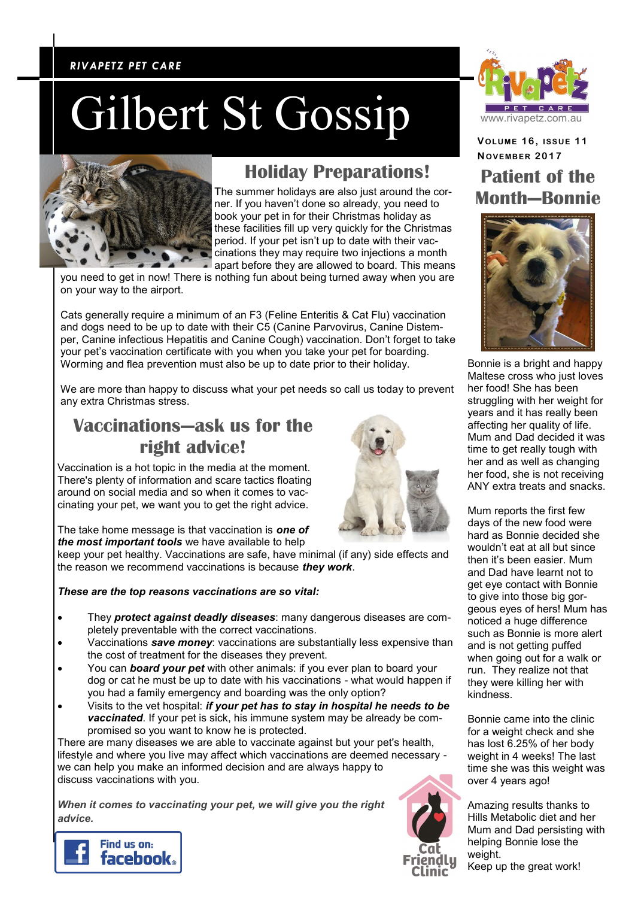*RIVAPETZ PET CARE*

# Gilbert St Gossip

www.rivapetz.com.au

**VOLUME 16, ISSUE 11**
**NOVEMBER 2017**

## Holiday Preparations!

The summer holidays are also just around the corner. If you haven't done so already, you need to book your pet in for their Christmas holiday as these facilities fill up very quickly for the Christmas period. If your pet isn't up to date with their vaccinations they may require two injections a month apart before they are allowed to board. This means you need to get in now! There is nothing fun about being turned away when you are on your way to the airport.

Cats generally require a minimum of an F3 (Feline Enteritis & Cat Flu) vaccination and dogs need to be up to date with their C5 (Canine Parvovirus, Canine Distemper, Canine infectious Hepatitis and Canine Cough) vaccination. Don't forget to take your pet's vaccination certificate with you when you take your pet for boarding. Worming and flea prevention must also be up to date prior to their holiday.

We are more than happy to discuss what your pet needs so call us today to prevent any extra Christmas stress.

## Vaccinations—ask us for the right advice!

Vaccination is a hot topic in the media at the moment. There's plenty of information and scare tactics floating around on social media and so when it comes to vaccinating your pet, we want you to get the right advice.

The take home message is that vaccination is ***one of the most important tools*** we have available to help keep your pet healthy. Vaccinations are safe, have minimal (if any) side effects and the reason we recommend vaccinations is because ***they work***.

***These are the top reasons vaccinations are so vital:***

- They ***protect against deadly diseases***: many dangerous diseases are completely preventable with the correct vaccinations.
- Vaccinations ***save money***: vaccinations are substantially less expensive than the cost of treatment for the diseases they prevent.
- You can ***board your pet*** with other animals: if you ever plan to board your dog or cat he must be up to date with his vaccinations - what would happen if you had a family emergency and boarding was the only option?
- Visits to the vet hospital: ***if your pet has to stay in hospital he needs to be vaccinated***. If your pet is sick, his immune system may be already be compromised so you want to know he is protected.

There are many diseases we are able to vaccinate against but your pet's health, lifestyle and where you live may affect which vaccinations are deemed necessary - we can help you make an informed decision and are always happy to discuss vaccinations with you.

***When it comes to vaccinating your pet, we will give you the right advice.***

Find us on: facebook

Cat Friendly Clinic

## Patient of the Month—Bonnie

Bonnie is a bright and happy Maltese cross who just loves her food! She has been struggling with her weight for years and it has really been affecting her quality of life. Mum and Dad decided it was time to get really tough with her and as well as changing her food, she is not receiving ANY extra treats and snacks.

Mum reports the first few days of the new food were hard as Bonnie decided she wouldn't eat at all but since then it's been easier. Mum and Dad have learnt not to get eye contact with Bonnie to give into those big gorgeous eyes of hers! Mum has noticed a huge difference such as Bonnie is more alert and is not getting puffed when going out for a walk or run. They realize not that they were killing her with kindness.

Bonnie came into the clinic for a weight check and she has lost 6.25% of her body weight in 4 weeks! The last time she was this weight was over 4 years ago!

Amazing results thanks to Hills Metabolic diet and her Mum and Dad persisting with helping Bonnie lose the weight.
Keep up the great work!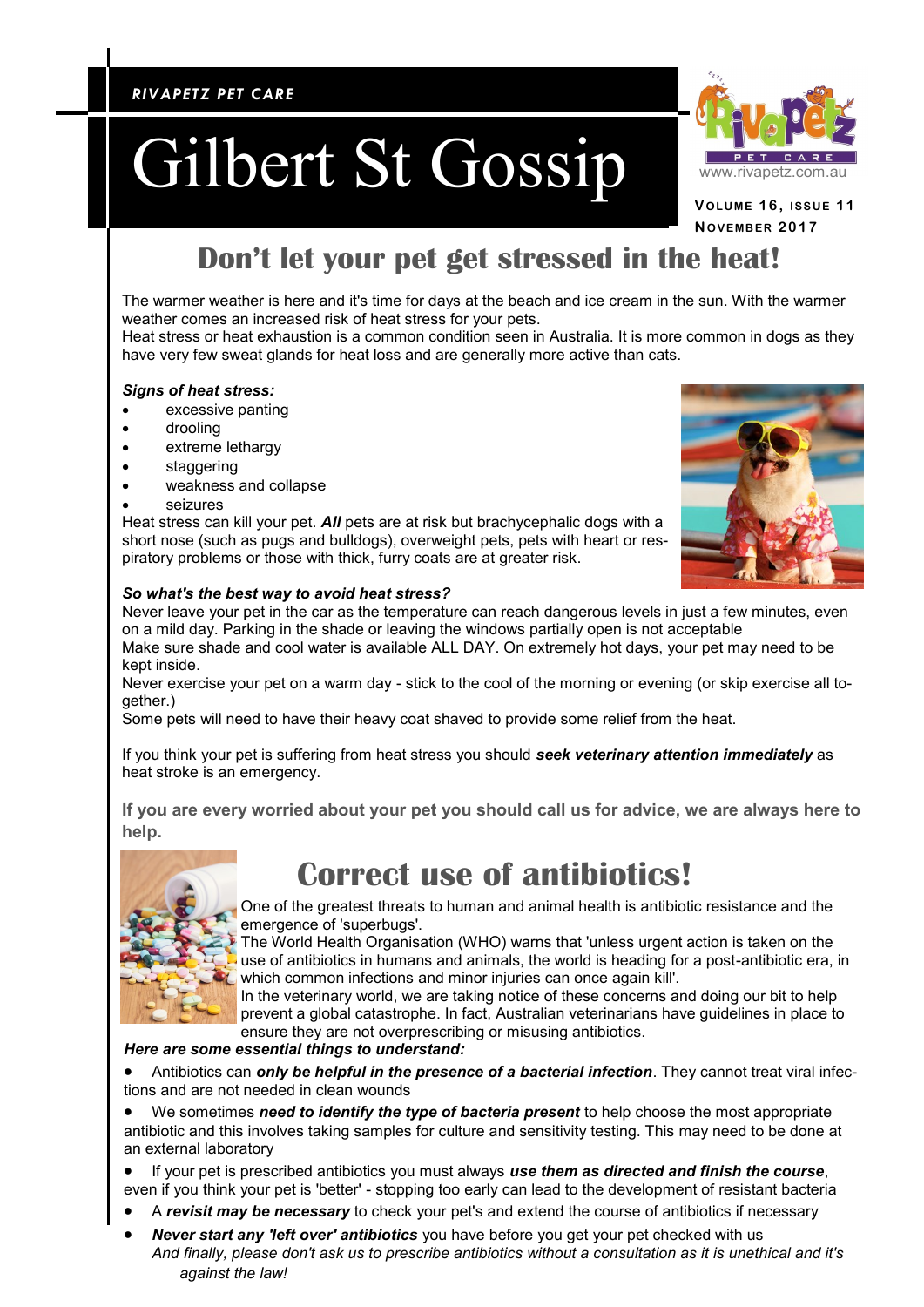RIVAPETZ PET CARE

# Gilbert St Gossip

www.rivapetz.com.au

VOLUME 16, ISSUE 11
NOVEMBER 2017

## Don't let your pet get stressed in the heat!

The warmer weather is here and it's time for days at the beach and ice cream in the sun. With the warmer weather comes an increased risk of heat stress for your pets.
Heat stress or heat exhaustion is a common condition seen in Australia. It is more common in dogs as they have very few sweat glands for heat loss and are generally more active than cats.

***Signs of heat stress:***

- excessive panting
- drooling
- extreme lethargy
- staggering
- weakness and collapse
- seizures

Heat stress can kill your pet. ***All*** pets are at risk but brachycephalic dogs with a short nose (such as pugs and bulldogs), overweight pets, pets with heart or respiratory problems or those with thick, furry coats are at greater risk.

***So what's the best way to avoid heat stress?***

Never leave your pet in the car as the temperature can reach dangerous levels in just a few minutes, even on a mild day. Parking in the shade or leaving the windows partially open is not acceptable
Make sure shade and cool water is available ALL DAY. On extremely hot days, your pet may need to be kept inside.
Never exercise your pet on a warm day - stick to the cool of the morning or evening (or skip exercise all together.)
Some pets will need to have their heavy coat shaved to provide some relief from the heat.

If you think your pet is suffering from heat stress you should ***seek veterinary attention immediately*** as heat stroke is an emergency.

**If you are every worried about your pet you should call us for advice, we are always here to help.**

## Correct use of antibiotics!

One of the greatest threats to human and animal health is antibiotic resistance and the emergence of 'superbugs'.
The World Health Organisation (WHO) warns that 'unless urgent action is taken on the use of antibiotics in humans and animals, the world is heading for a post-antibiotic era, in which common infections and minor injuries can once again kill'.
In the veterinary world, we are taking notice of these concerns and doing our bit to help prevent a global catastrophe. In fact, Australian veterinarians have guidelines in place to ensure they are not overprescribing or misusing antibiotics.

***Here are some essential things to understand:***

- Antibiotics can ***only be helpful in the presence of a bacterial infection***. They cannot treat viral infections and are not needed in clean wounds
- We sometimes ***need to identify the type of bacteria present*** to help choose the most appropriate antibiotic and this involves taking samples for culture and sensitivity testing. This may need to be done at an external laboratory
- If your pet is prescribed antibiotics you must always ***use them as directed and finish the course***, even if you think your pet is 'better' - stopping too early can lead to the development of resistant bacteria
- A ***revisit may be necessary*** to check your pet's and extend the course of antibiotics if necessary
- ***Never start any 'left over' antibiotics*** you have before you get your pet checked with us

*And finally, please don't ask us to prescribe antibiotics without a consultation as it is unethical and it's against the law!*